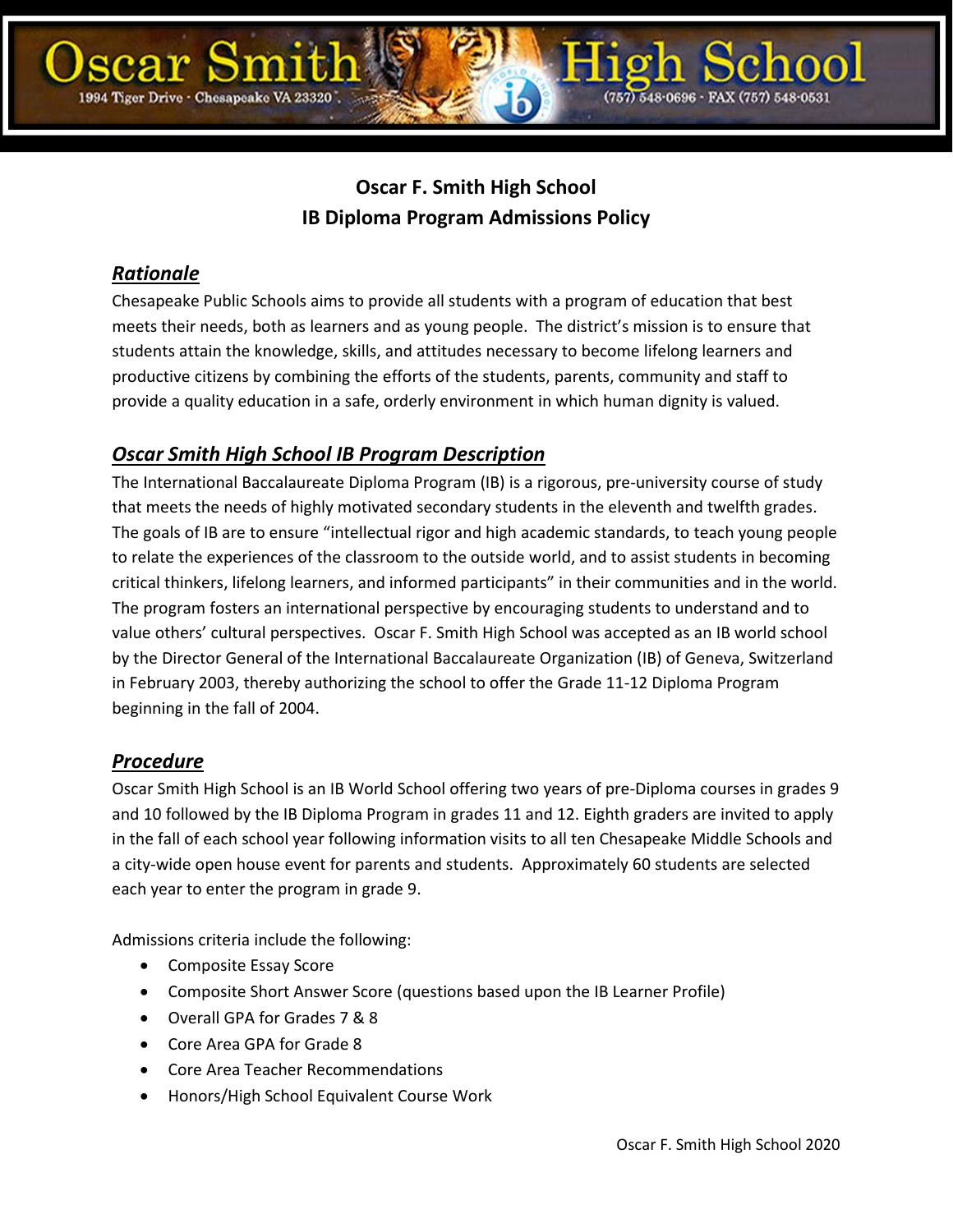Oscar Smith High School

1994 Tiger Drive · Chesapeake VA 23320 · (757) 548-0696 · FAX (757) 548-0531

# Oscar F. Smith High School
# IB Diploma Program Admissions Policy

## *Rationale*

Chesapeake Public Schools aims to provide all students with a program of education that best meets their needs, both as learners and as young people. The district's mission is to ensure that students attain the knowledge, skills, and attitudes necessary to become lifelong learners and productive citizens by combining the efforts of the students, parents, community and staff to provide a quality education in a safe, orderly environment in which human dignity is valued.

## *Oscar Smith High School IB Program Description*

The International Baccalaureate Diploma Program (IB) is a rigorous, pre-university course of study that meets the needs of highly motivated secondary students in the eleventh and twelfth grades. The goals of IB are to ensure "intellectual rigor and high academic standards, to teach young people to relate the experiences of the classroom to the outside world, and to assist students in becoming critical thinkers, lifelong learners, and informed participants" in their communities and in the world. The program fosters an international perspective by encouraging students to understand and to value others' cultural perspectives. Oscar F. Smith High School was accepted as an IB world school by the Director General of the International Baccalaureate Organization (IB) of Geneva, Switzerland in February 2003, thereby authorizing the school to offer the Grade 11-12 Diploma Program beginning in the fall of 2004.

## *Procedure*

Oscar Smith High School is an IB World School offering two years of pre-Diploma courses in grades 9 and 10 followed by the IB Diploma Program in grades 11 and 12. Eighth graders are invited to apply in the fall of each school year following information visits to all ten Chesapeake Middle Schools and a city-wide open house event for parents and students. Approximately 60 students are selected each year to enter the program in grade 9.

Admissions criteria include the following:

- Composite Essay Score
- Composite Short Answer Score (questions based upon the IB Learner Profile)
- Overall GPA for Grades 7 & 8
- Core Area GPA for Grade 8
- Core Area Teacher Recommendations
- Honors/High School Equivalent Course Work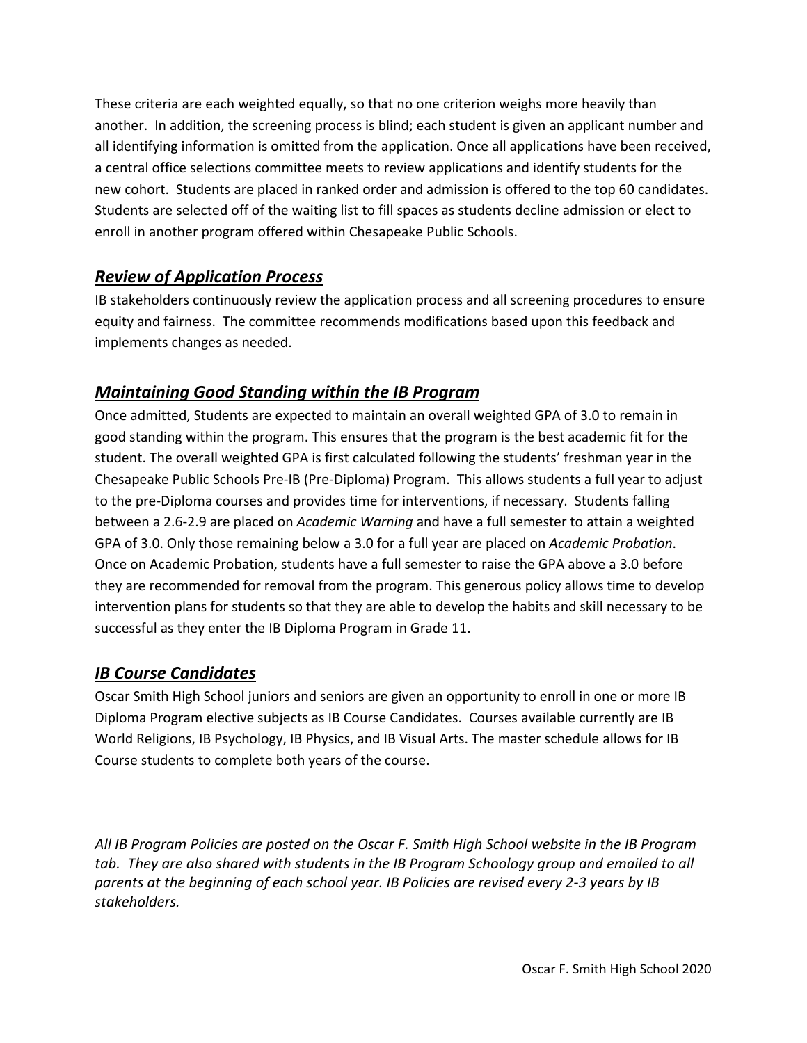These criteria are each weighted equally, so that no one criterion weighs more heavily than another. In addition, the screening process is blind; each student is given an applicant number and all identifying information is omitted from the application. Once all applications have been received, a central office selections committee meets to review applications and identify students for the new cohort. Students are placed in ranked order and admission is offered to the top 60 candidates. Students are selected off of the waiting list to fill spaces as students decline admission or elect to enroll in another program offered within Chesapeake Public Schools.

## ***Review of Application Process***

IB stakeholders continuously review the application process and all screening procedures to ensure equity and fairness. The committee recommends modifications based upon this feedback and implements changes as needed.

## ***Maintaining Good Standing within the IB Program***

Once admitted, Students are expected to maintain an overall weighted GPA of 3.0 to remain in good standing within the program. This ensures that the program is the best academic fit for the student. The overall weighted GPA is first calculated following the students' freshman year in the Chesapeake Public Schools Pre-IB (Pre-Diploma) Program. This allows students a full year to adjust to the pre-Diploma courses and provides time for interventions, if necessary. Students falling between a 2.6-2.9 are placed on *Academic Warning* and have a full semester to attain a weighted GPA of 3.0. Only those remaining below a 3.0 for a full year are placed on *Academic Probation*. Once on Academic Probation, students have a full semester to raise the GPA above a 3.0 before they are recommended for removal from the program. This generous policy allows time to develop intervention plans for students so that they are able to develop the habits and skill necessary to be successful as they enter the IB Diploma Program in Grade 11.

## ***IB Course Candidates***

Oscar Smith High School juniors and seniors are given an opportunity to enroll in one or more IB Diploma Program elective subjects as IB Course Candidates. Courses available currently are IB World Religions, IB Psychology, IB Physics, and IB Visual Arts. The master schedule allows for IB Course students to complete both years of the course.

*All IB Program Policies are posted on the Oscar F. Smith High School website in the IB Program tab. They are also shared with students in the IB Program Schoology group and emailed to all parents at the beginning of each school year. IB Policies are revised every 2-3 years by IB stakeholders.*